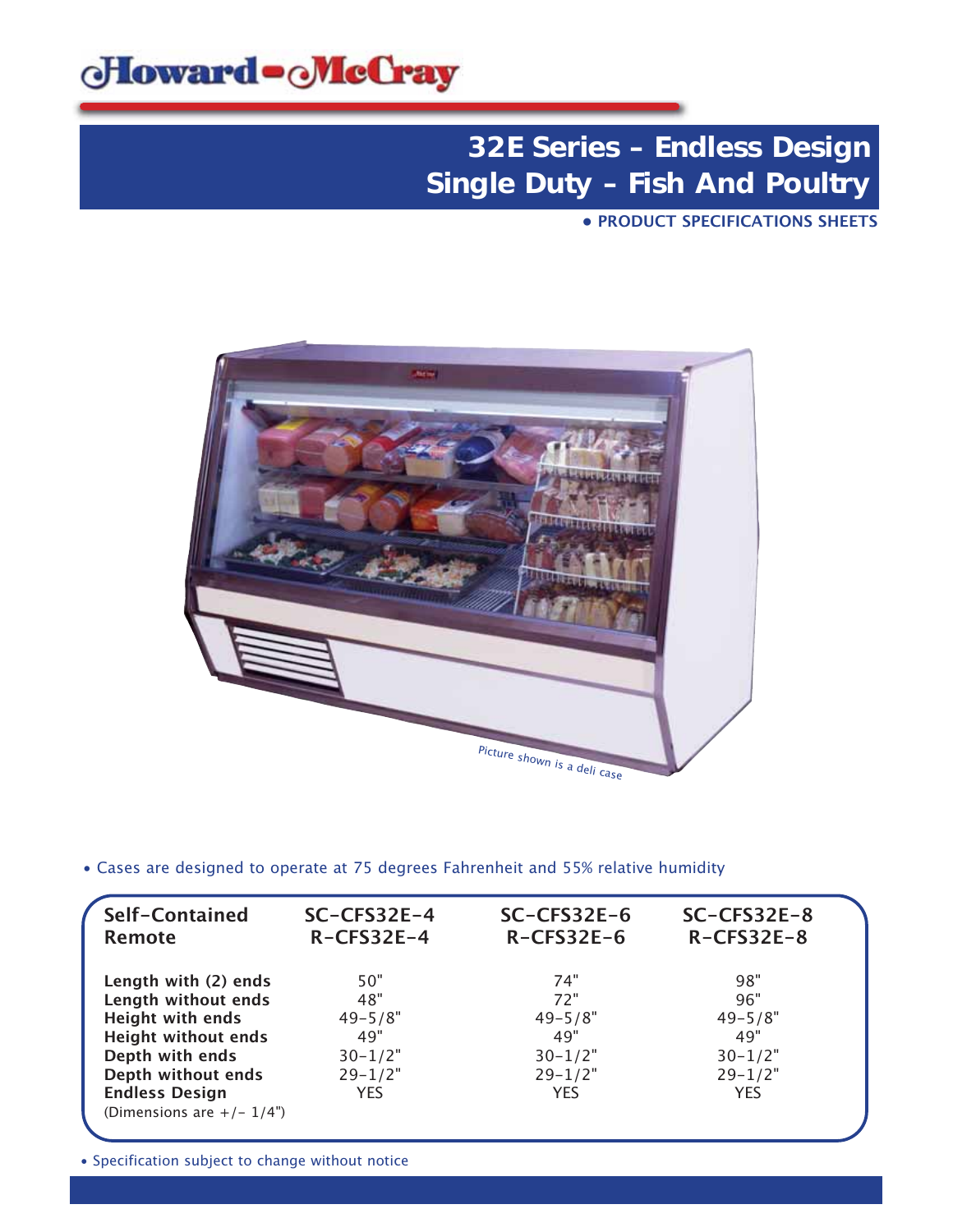Howard-McCray

# 32E Series - Endless Design
# Single Duty - Fish And Poultry

**• PRODUCT SPECIFICATIONS SHEETS**

*Picture shown is a deli case*

• Cases are designed to operate at 75 degrees Fahrenheit and 55% relative humidity

| Self-Contained<br>Remote | SC-CFS32E-4<br>R-CFS32E-4 | SC-CFS32E-6<br>R-CFS32E-6 | SC-CFS32E-8<br>R-CFS32E-8 |
|---|---|---|---|
| **Length with (2) ends** | 50" | 74" | 98" |
| **Length without ends** | 48" | 72" | 96" |
| **Height with ends** | 49-5/8" | 49-5/8" | 49-5/8" |
| **Height without ends** | 49" | 49" | 49" |
| **Depth with ends** | 30-1/2" | 30-1/2" | 30-1/2" |
| **Depth without ends** | 29-1/2" | 29-1/2" | 29-1/2" |
| **Endless Design** | YES | YES | YES |
| (Dimensions are +/- 1/4") | | | |

• Specification subject to change without notice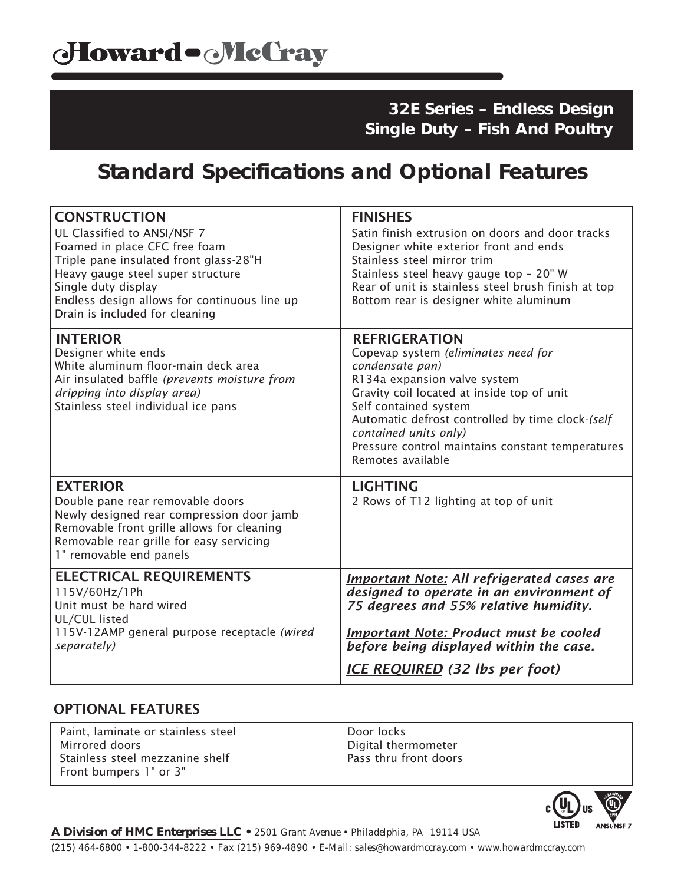# Howard-McCray

**32E Series – Endless Design**
**Single Duty – Fish And Poultry**

## Standard Specifications and Optional Features

### CONSTRUCTION
UL Classified to ANSI/NSF 7
Foamed in place CFC free foam
Triple pane insulated front glass-28"H
Heavy gauge steel super structure
Single duty display
Endless design allows for continuous line up
Drain is included for cleaning

### FINISHES
Satin finish extrusion on doors and door tracks
Designer white exterior front and ends
Stainless steel mirror trim
Stainless steel heavy gauge top – 20" W
Rear of unit is stainless steel brush finish at top
Bottom rear is designer white aluminum

### INTERIOR
Designer white ends
White aluminum floor-main deck area
Air insulated baffle *(prevents moisture from dripping into display area)*
Stainless steel individual ice pans

### REFRIGERATION
Copevap system *(eliminates need for condensate pan)*
R134a expansion valve system
Gravity coil located at inside top of unit
Self contained system
Automatic defrost controlled by time clock-*(self contained units only)*
Pressure control maintains constant temperatures
Remotes available

### EXTERIOR
Double pane rear removable doors
Newly designed rear compression door jamb
Removable front grille allows for cleaning
Removable rear grille for easy servicing
1" removable end panels

### LIGHTING
2 Rows of T12 lighting at top of unit

### ELECTRICAL REQUIREMENTS
115V/60Hz/1Ph
Unit must be hard wired
UL/CUL listed
115V-12AMP general purpose receptacle *(wired separately)*

***Important Note:* All refrigerated cases are designed to operate in an environment of 75 degrees and 55% relative humidity.**

***Important Note:* Product must be cooled before being displayed within the case.**

***ICE REQUIRED* (32 lbs per foot)**

### OPTIONAL FEATURES

Paint, laminate or stainless steel
Mirrored doors
Stainless steel mezzanine shelf
Front bumpers 1" or 3"
Door locks
Digital thermometer
Pass thru front doors

**A Division of HMC Enterprises LLC** • 2501 Grant Avenue • Philadelphia, PA 19114 USA
(215) 464-6800 • 1-800-344-8222 • Fax (215) 969-4890 • E-Mail: sales@howardmccray.com • www.howardmccray.com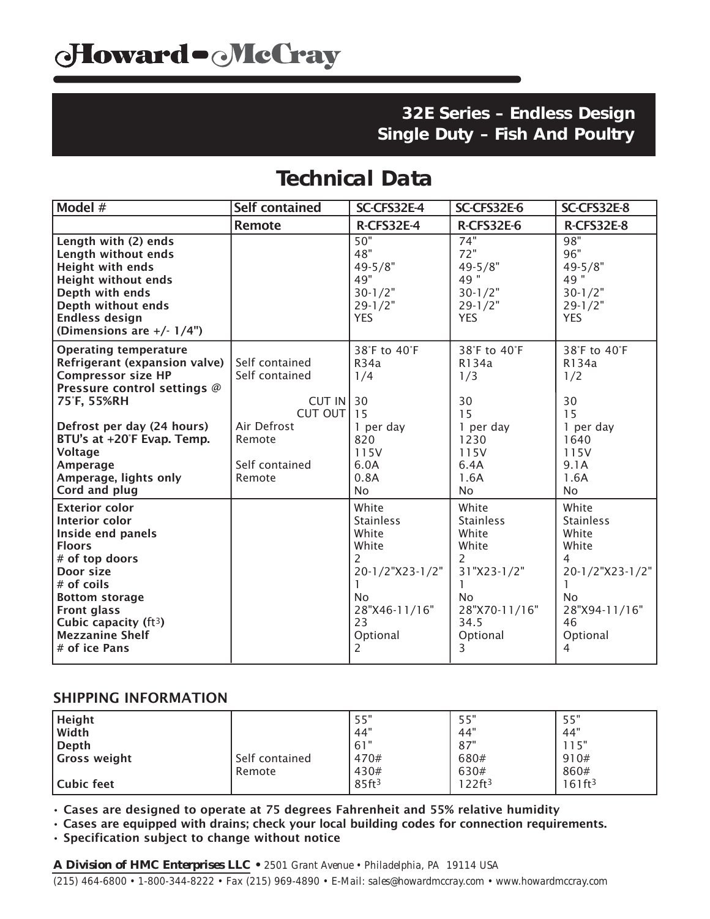# Howard-McCray

## 32E Series – Endless Design
## Single Duty – Fish And Poultry

# Technical Data

| Model # | Self contained | SC-CFS32E-4 | SC-CFS32E-6 | SC-CFS32E-8 |
|---|---|---|---|---|
| | Remote | R-CFS32E-4 | R-CFS32E-6 | R-CFS32E-8 |
| Length with (2) ends | | 50" | 74" | 98" |
| Length without ends | | 48" | 72" | 96" |
| Height with ends | | 49-5/8" | 49-5/8" | 49-5/8" |
| Height without ends | | 49" | 49 " | 49 " |
| Depth with ends | | 30-1/2" | 30-1/2" | 30-1/2" |
| Depth without ends | | 29-1/2" | 29-1/2" | 29-1/2" |
| Endless design | | YES | YES | YES |
| (Dimensions are +/- 1/4") | | | | |
| Operating temperature | | 38˚F to 40˚F | 38˚F to 40˚F | 38˚F to 40˚F |
| Refrigerant (expansion valve) | Self contained | R34a | R134a | R134a |
| Compressor size HP | Self contained | 1/4 | 1/3 | 1/2 |
| Pressure control settings @ 75˚F, 55%RH | CUT IN | 30 | 30 | 30 |
| | CUT OUT | 15 | 15 | 15 |
| Defrost per day (24 hours) | Air Defrost | 1 per day | 1 per day | 1 per day |
| BTU's at +20˚F Evap. Temp. | Remote | 820 | 1230 | 1640 |
| Voltage | | 115V | 115V | 115V |
| Amperage | Self contained | 6.0A | 6.4A | 9.1A |
| Amperage, lights only | Remote | 0.8A | 1.6A | 1.6A |
| Cord and plug | | No | No | No |
| Exterior color | | White | White | White |
| Interior color | | Stainless | Stainless | Stainless |
| Inside end panels | | White | White | White |
| Floors | | White | White | White |
| # of top doors | | 2 | 2 | 4 |
| Door size | | 20-1/2"X23-1/2" | 31"X23-1/2" | 20-1/2"X23-1/2" |
| # of coils | | 1 | 1 | 1 |
| Bottom storage | | No | No | No |
| Front glass | | 28"X46-11/16" | 28"X70-11/16" | 28"X94-11/16" |
| Cubic capacity (ft$^3$) | | 23 | 34.5 | 46 |
| Mezzanine Shelf | | Optional | Optional | Optional |
| # of ice Pans | | 2 | 3 | 4 |

## SHIPPING INFORMATION

| | | | | |
|---|---|---|---|---|
| Height | | 55" | 55" | 55" |
| Width | | 44" | 44" | 44" |
| Depth | | 61" | 87" | 115" |
| Gross weight | Self contained | 470# | 680# | 910# |
| | Remote | 430# | 630# | 860# |
| Cubic feet | | 85ft$^3$ | 122ft$^3$ | 161ft$^3$ |

- **Cases are designed to operate at 75 degrees Fahrenheit and 55% relative humidity**
- **Cases are equipped with drains; check your local building codes for connection requirements.**
- **Specification subject to change without notice**

***A Division of HMC Enterprises LLC*** • 2501 Grant Avenue • Philadelphia, PA 19114 USA

(215) 464-6800 • 1-800-344-8222 • Fax (215) 969-4890 • E-Mail: sales@howardmccray.com • www.howardmccray.com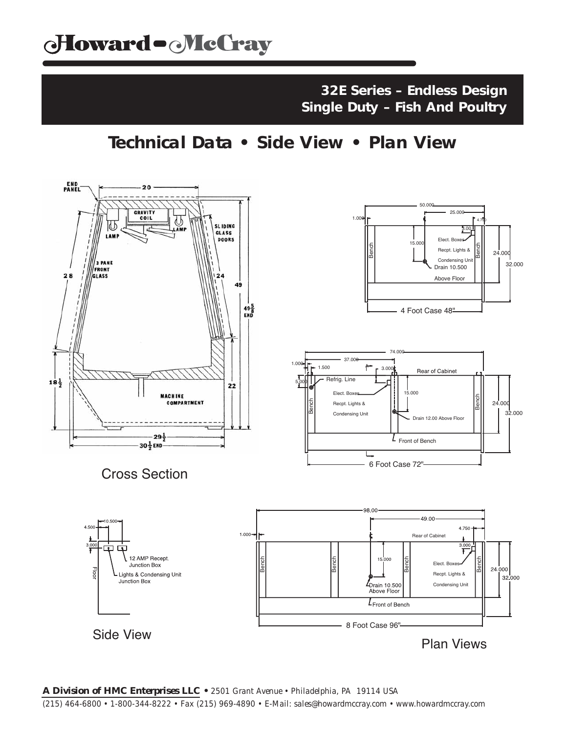# Howard-McCray

## 32E Series – Endless Design
## Single Duty – Fish And Poultry

# Technical Data • Side View • Plan View

END PANEL
20
GRAVITY COIL
LAMP
LAMP
SLIDING GLASS DOORS
3 PANE FRONT GLASS
28
24
49
$49\frac{5}{8}$ END
$18\frac{1}{2}$
MACHINE COMPARTMENT
22
$29\frac{1}{2}$
$30\frac{1}{2}$ END

Cross Section

50.000
25.000
1.000
4.750
3.00
15.000
Elect. Boxes
Recpt. Lights &
Condensing Unit
Drain 10.500
Above Floor
Bench
Bench
24.000
32.000
4 Foot Case 48"

74.000
37.000
1.000
1.500
3.000
Rear of Cabinet
5.000
Refrig. Line
Elect. Boxes
Recpt. Lights &
Condensing Unit
15.000
Drain 12.00 Above Floor
Bench
Bench
24.000
32.000
Front of Bench
6 Foot Case 72"

10.500
4.500
3.000
12 AMP Recept. Junction Box
Lights & Condensing Unit Junction Box
Floor

Side View

98.00
49.00
4.750
1.000
Rear of Cabinet
3.000
15.000
Elect. Boxes
Recpt. Lights &
Condensing Unit
Bench
Bench
Bench
Bench
24.000
32.000
Drain 10.500 Above Floor
Front of Bench
8 Foot Case 96"

Plan Views

**A Division of HMC Enterprises LLC** • *2501 Grant Avenue • Philadelphia, PA 19114 USA*

*(215) 464-6800 • 1-800-344-8222 • Fax (215) 969-4890 • E-Mail: sales@howardmccray.com • www.howardmccray.com*